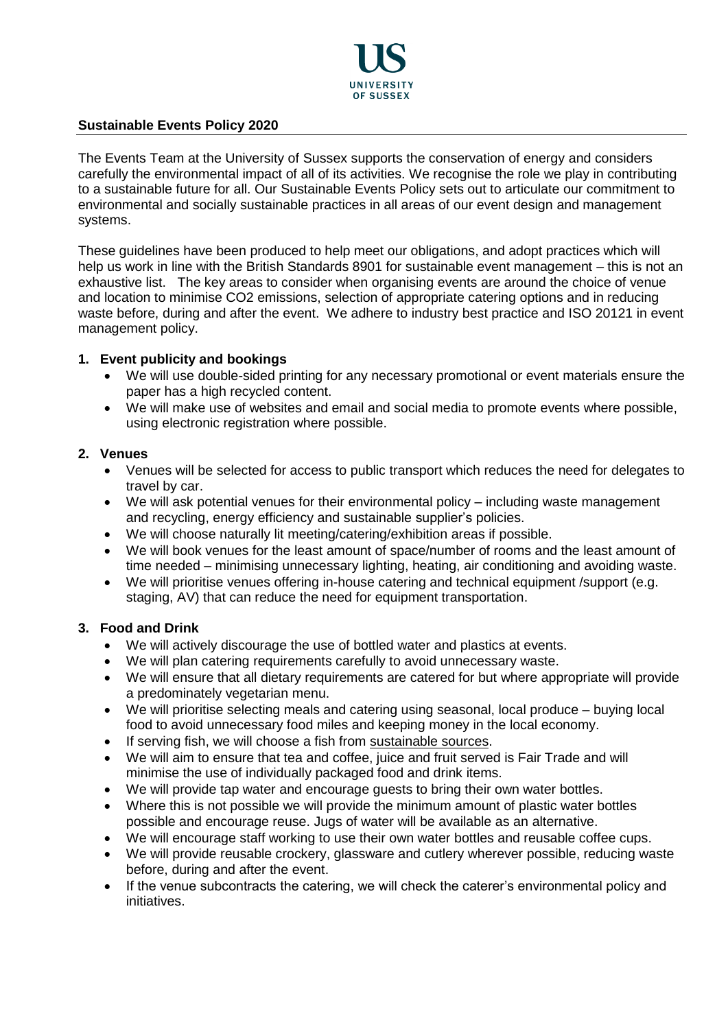**Sustainable Events Policy 2020**

The Events Team at the University of Sussex supports the conservation of energy and considers carefully the environmental impact of all of its activities. We recognise the role we play in contributing to a sustainable future for all. Our Sustainable Events Policy sets out to articulate our commitment to environmental and socially sustainable practices in all areas of our event design and management systems.

These guidelines have been produced to help meet our obligations, and adopt practices which will help us work in line with the British Standards 8901 for sustainable event management – this is not an exhaustive list. The key areas to consider when organising events are around the choice of venue and location to minimise CO2 emissions, selection of appropriate catering options and in reducing waste before, during and after the event. We adhere to industry best practice and ISO 20121 in event management policy.

1. **Event publicity and bookings**
   - We will use double-sided printing for any necessary promotional or event materials ensure the paper has a high recycled content.
   - We will make use of websites and email and social media to promote events where possible, using electronic registration where possible.

2. **Venues**
   - Venues will be selected for access to public transport which reduces the need for delegates to travel by car.
   - We will ask potential venues for their environmental policy – including waste management and recycling, energy efficiency and sustainable supplier's policies.
   - We will choose naturally lit meeting/catering/exhibition areas if possible.
   - We will book venues for the least amount of space/number of rooms and the least amount of time needed – minimising unnecessary lighting, heating, air conditioning and avoiding waste.
   - We will prioritise venues offering in-house catering and technical equipment /support (e.g. staging, AV) that can reduce the need for equipment transportation.

3. **Food and Drink**
   - We will actively discourage the use of bottled water and plastics at events.
   - We will plan catering requirements carefully to avoid unnecessary waste.
   - We will ensure that all dietary requirements are catered for but where appropriate will provide a predominately vegetarian menu.
   - We will prioritise selecting meals and catering using seasonal, local produce – buying local food to avoid unnecessary food miles and keeping money in the local economy.
   - If serving fish, we will choose a fish from sustainable sources.
   - We will aim to ensure that tea and coffee, juice and fruit served is Fair Trade and will minimise the use of individually packaged food and drink items.
   - We will provide tap water and encourage guests to bring their own water bottles.
   - Where this is not possible we will provide the minimum amount of plastic water bottles possible and encourage reuse. Jugs of water will be available as an alternative.
   - We will encourage staff working to use their own water bottles and reusable coffee cups.
   - We will provide reusable crockery, glassware and cutlery wherever possible, reducing waste before, during and after the event.
   - If the venue subcontracts the catering, we will check the caterer's environmental policy and initiatives.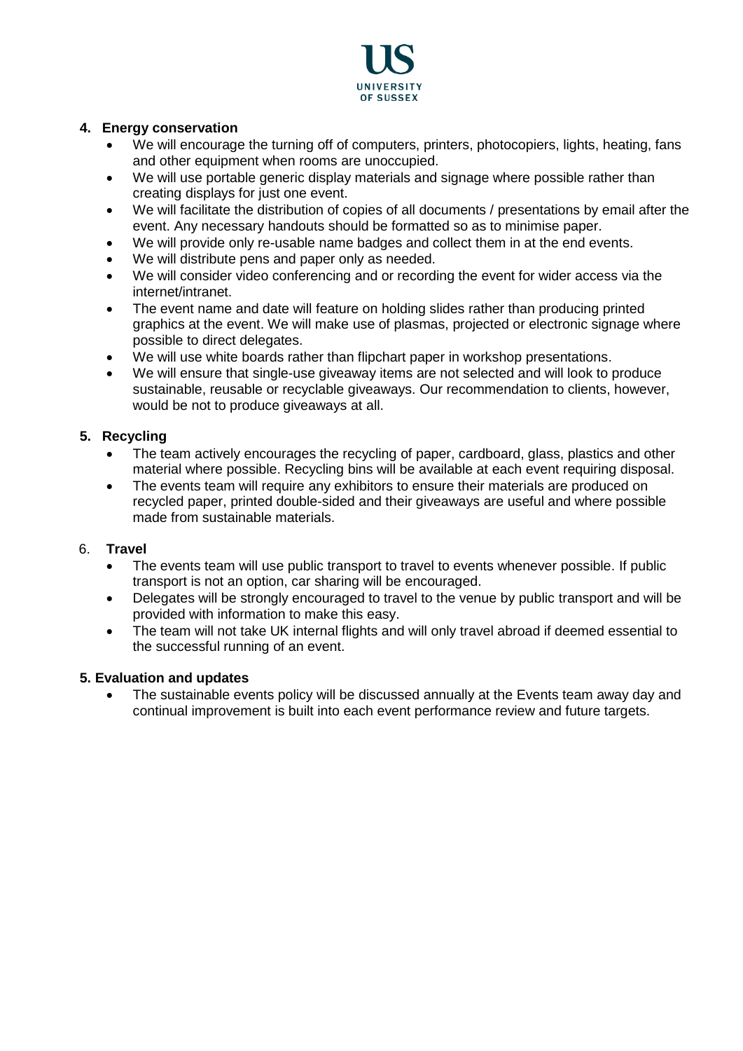## 4. Energy conservation

- We will encourage the turning off of computers, printers, photocopiers, lights, heating, fans and other equipment when rooms are unoccupied.
- We will use portable generic display materials and signage where possible rather than creating displays for just one event.
- We will facilitate the distribution of copies of all documents / presentations by email after the event. Any necessary handouts should be formatted so as to minimise paper.
- We will provide only re-usable name badges and collect them in at the end events.
- We will distribute pens and paper only as needed.
- We will consider video conferencing and or recording the event for wider access via the internet/intranet.
- The event name and date will feature on holding slides rather than producing printed graphics at the event. We will make use of plasmas, projected or electronic signage where possible to direct delegates.
- We will use white boards rather than flipchart paper in workshop presentations.
- We will ensure that single-use giveaway items are not selected and will look to produce sustainable, reusable or recyclable giveaways. Our recommendation to clients, however, would be not to produce giveaways at all.

## 5. Recycling

- The team actively encourages the recycling of paper, cardboard, glass, plastics and other material where possible. Recycling bins will be available at each event requiring disposal.
- The events team will require any exhibitors to ensure their materials are produced on recycled paper, printed double-sided and their giveaways are useful and where possible made from sustainable materials.

## 6. Travel

- The events team will use public transport to travel to events whenever possible. If public transport is not an option, car sharing will be encouraged.
- Delegates will be strongly encouraged to travel to the venue by public transport and will be provided with information to make this easy.
- The team will not take UK internal flights and will only travel abroad if deemed essential to the successful running of an event.

## 5. Evaluation and updates

- The sustainable events policy will be discussed annually at the Events team away day and continual improvement is built into each event performance review and future targets.